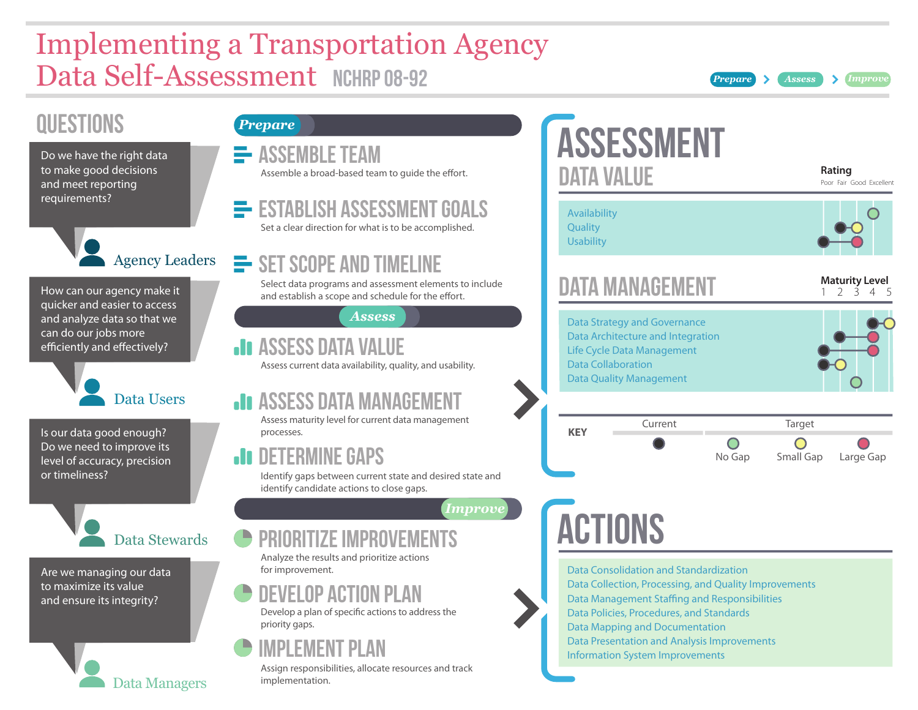# Implementing a Transportation Agency Data Self-Assessment

NCHRP 08-92

Prepare > Assess > Improve

## QUESTIONS

Do we have the right data to make good decisions and meet reporting requirements?

**Agency Leaders**

How can our agency make it quicker and easier to access and analyze data so that we can do our jobs more efficiently and effectively?

**Data Users**

Is our data good enough? Do we need to improve its level of accuracy, precision or timeliness?

**Data Stewards**

Are we managing our data to maximize its value and ensure its integrity?

**Data Managers**

## Prepare

### ASSEMBLE TEAM

Assemble a broad-based team to guide the effort.

### ESTABLISH ASSESSMENT GOALS

Set a clear direction for what is to be accomplished.

### SET SCOPE AND TIMELINE

Select data programs and assessment elements to include and establish a scope and schedule for the effort.

## Assess

### ASSESS DATA VALUE

Assess current data availability, quality, and usability.

### ASSESS DATA MANAGEMENT

Assess maturity level for current data management processes.

### DETERMINE GAPS

Identify gaps between current state and desired state and identify candidate actions to close gaps.

## Improve

### PRIORITIZE IMPROVEMENTS

Analyze the results and prioritize actions for improvement.

### DEVELOP ACTION PLAN

Develop a plan of specific actions to address the priority gaps.

### IMPLEMENT PLAN

Assign responsibilities, allocate resources and track implementation.

## ASSESSMENT

### DATA VALUE

Rating: Poor Fair Good Excellent

- Availability
- Quality
- Usability

### DATA MANAGEMENT

Maturity Level: 1 2 3 4 5

- Data Strategy and Governance
- Data Architecture and Integration
- Life Cycle Data Management
- Data Collaboration
- Data Quality Management

**KEY**

- Current
- Target: No Gap, Small Gap, Large Gap

## ACTIONS

- Data Consolidation and Standardization
- Data Collection, Processing, and Quality Improvements
- Data Management Staffing and Responsibilities
- Data Policies, Procedures, and Standards
- Data Mapping and Documentation
- Data Presentation and Analysis Improvements
- Information System Improvements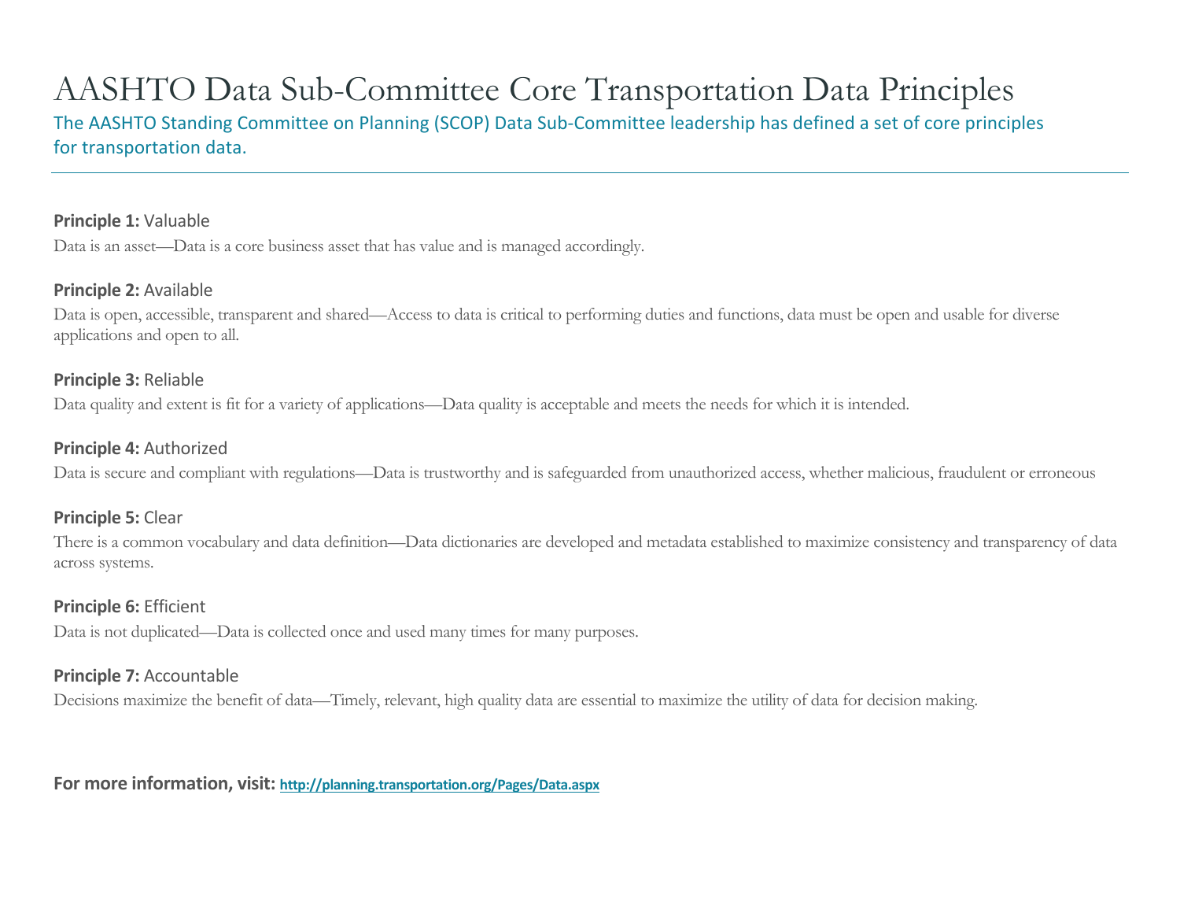# AASHTO Data Sub-Committee Core Transportation Data Principles

The AASHTO Standing Committee on Planning (SCOP) Data Sub-Committee leadership has defined a set of core principles for transportation data.

---

**Principle 1:** Valuable

Data is an asset—Data is a core business asset that has value and is managed accordingly.

**Principle 2:** Available

Data is open, accessible, transparent and shared—Access to data is critical to performing duties and functions, data must be open and usable for diverse applications and open to all.

**Principle 3:** Reliable

Data quality and extent is fit for a variety of applications—Data quality is acceptable and meets the needs for which it is intended.

**Principle 4:** Authorized

Data is secure and compliant with regulations—Data is trustworthy and is safeguarded from unauthorized access, whether malicious, fraudulent or erroneous

**Principle 5:** Clear

There is a common vocabulary and data definition—Data dictionaries are developed and metadata established to maximize consistency and transparency of data across systems.

**Principle 6:** Efficient

Data is not duplicated—Data is collected once and used many times for many purposes.

**Principle 7:** Accountable

Decisions maximize the benefit of data—Timely, relevant, high quality data are essential to maximize the utility of data for decision making.

**For more information, visit:** http://planning.transportation.org/Pages/Data.aspx